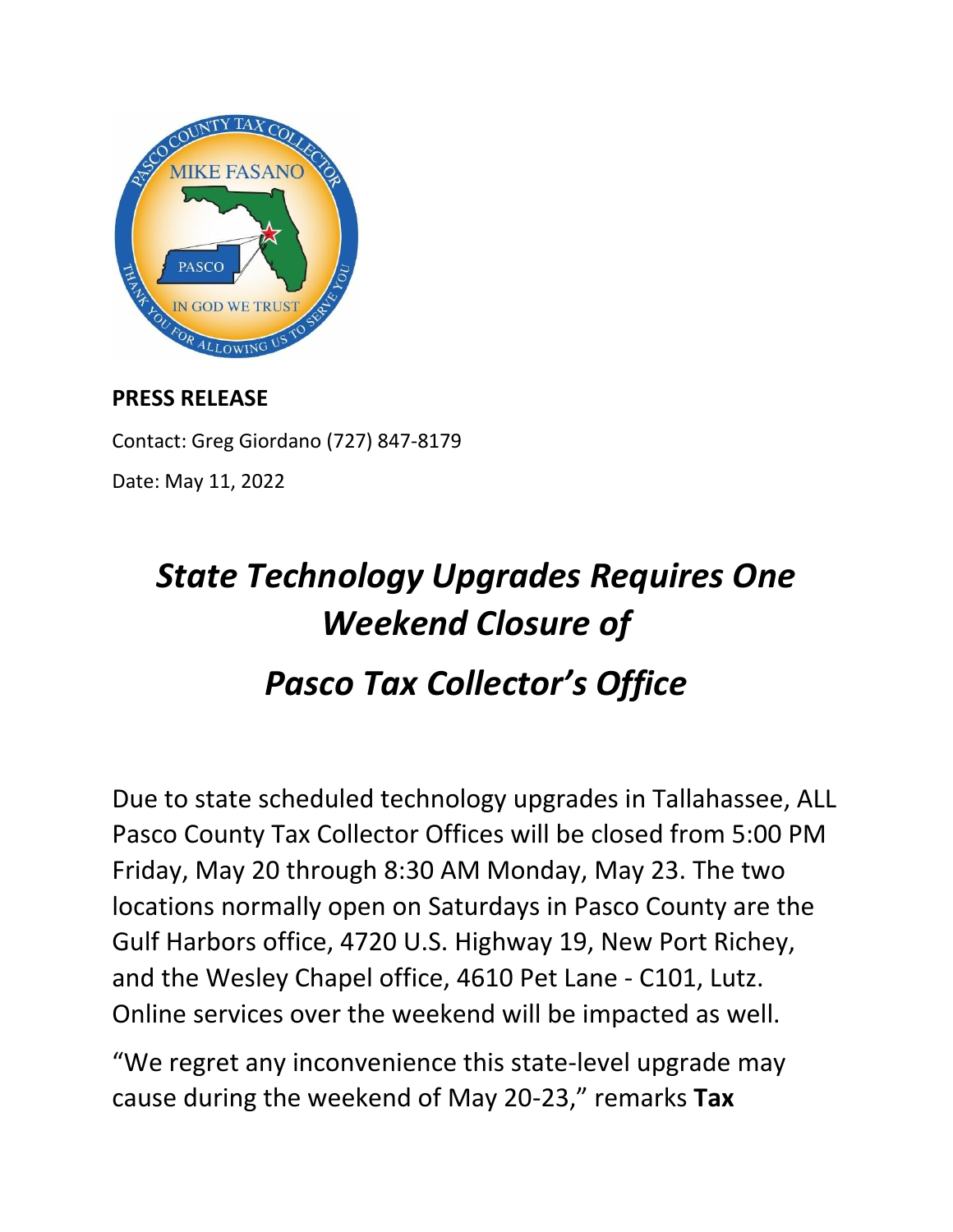**PRESS RELEASE**

Contact: Greg Giordano (727) 847-8179

Date: May 11, 2022

# *State Technology Upgrades Requires One Weekend Closure of Pasco Tax Collector's Office*

Due to state scheduled technology upgrades in Tallahassee, ALL Pasco County Tax Collector Offices will be closed from 5:00 PM Friday, May 20 through 8:30 AM Monday, May 23. The two locations normally open on Saturdays in Pasco County are the Gulf Harbors office, 4720 U.S. Highway 19, New Port Richey, and the Wesley Chapel office, 4610 Pet Lane - C101, Lutz. Online services over the weekend will be impacted as well.

"We regret any inconvenience this state-level upgrade may cause during the weekend of May 20-23," remarks **Tax**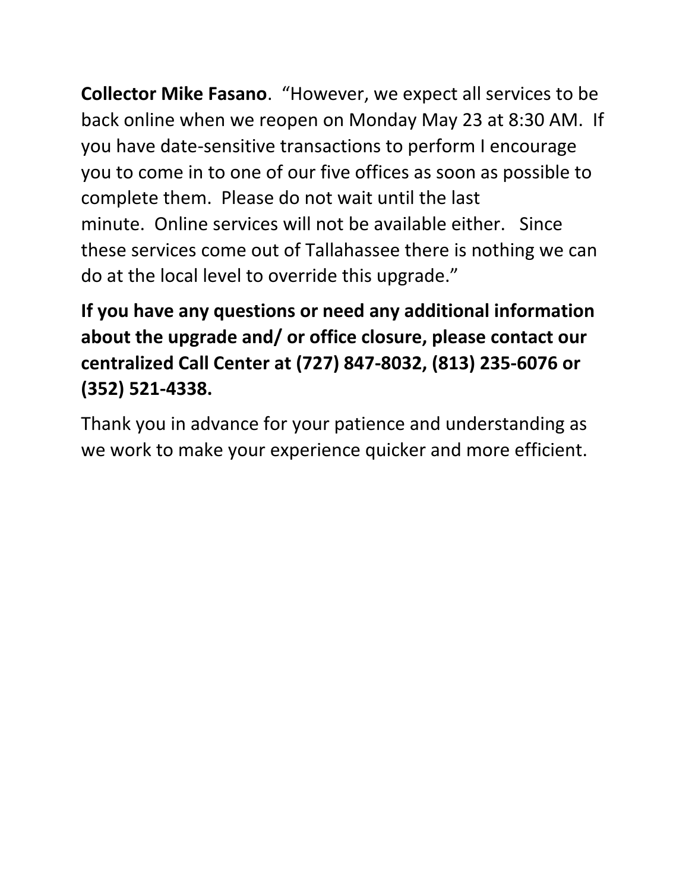**Collector Mike Fasano**. "However, we expect all services to be back online when we reopen on Monday May 23 at 8:30 AM. If you have date-sensitive transactions to perform I encourage you to come in to one of our five offices as soon as possible to complete them. Please do not wait until the last minute. Online services will not be available either. Since these services come out of Tallahassee there is nothing we can do at the local level to override this upgrade."

**If you have any questions or need any additional information about the upgrade and/ or office closure, please contact our centralized Call Center at (727) 847-8032, (813) 235-6076 or (352) 521-4338.**

Thank you in advance for your patience and understanding as we work to make your experience quicker and more efficient.